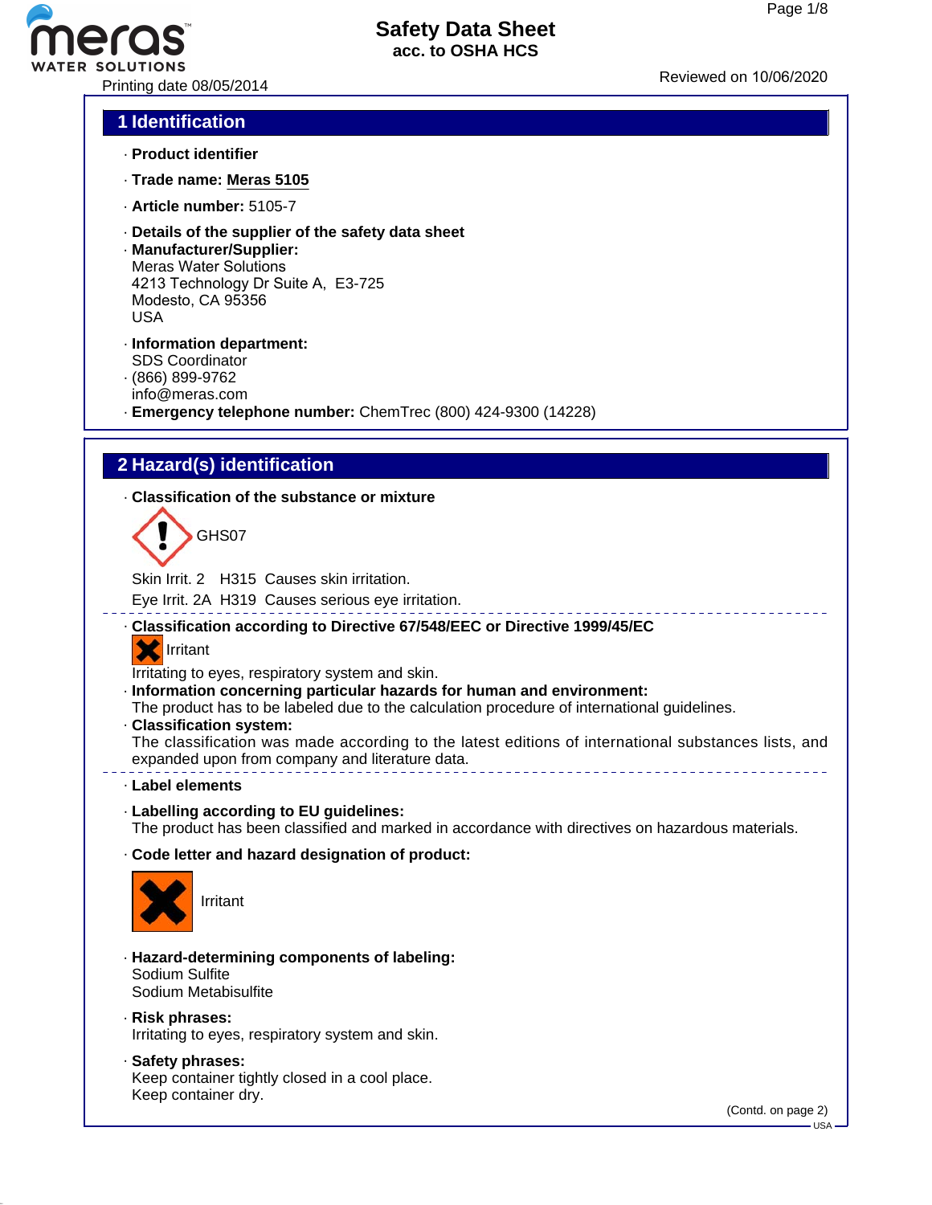# Safety Data Sheet
acc. to OSHA HCS

Printing date 08/05/2014

Reviewed on 10/06/2020

## 1 Identification

· **Product identifier**

· **Trade name: Meras 5105**

· **Article number:** 5105-7

· **Details of the supplier of the safety data sheet**
· **Manufacturer/Supplier:**
Meras Water Solutions
4213 Technology Dr Suite A, E3-725
Modesto, CA 95356
USA

· **Information department:**
SDS Coordinator
· (866) 899-9762
info@meras.com
· **Emergency telephone number:** ChemTrec (800) 424-9300 (14228)

## 2 Hazard(s) identification

· **Classification of the substance or mixture**

GHS07

Skin Irrit. 2 H315 Causes skin irritation.

Eye Irrit. 2A H319 Causes serious eye irritation.

· **Classification according to Directive 67/548/EEC or Directive 1999/45/EC**

Irritant

Irritating to eyes, respiratory system and skin.
· **Information concerning particular hazards for human and environment:**
The product has to be labeled due to the calculation procedure of international guidelines.
· **Classification system:**
The classification was made according to the latest editions of international substances lists, and expanded upon from company and literature data.

· **Label elements**

· **Labelling according to EU guidelines:**
The product has been classified and marked in accordance with directives on hazardous materials.

· **Code letter and hazard designation of product:**

Irritant

· **Hazard-determining components of labeling:**
Sodium Sulfite
Sodium Metabisulfite

· **Risk phrases:**
Irritating to eyes, respiratory system and skin.

· **Safety phrases:**
Keep container tightly closed in a cool place.
Keep container dry.

(Contd. on page 2)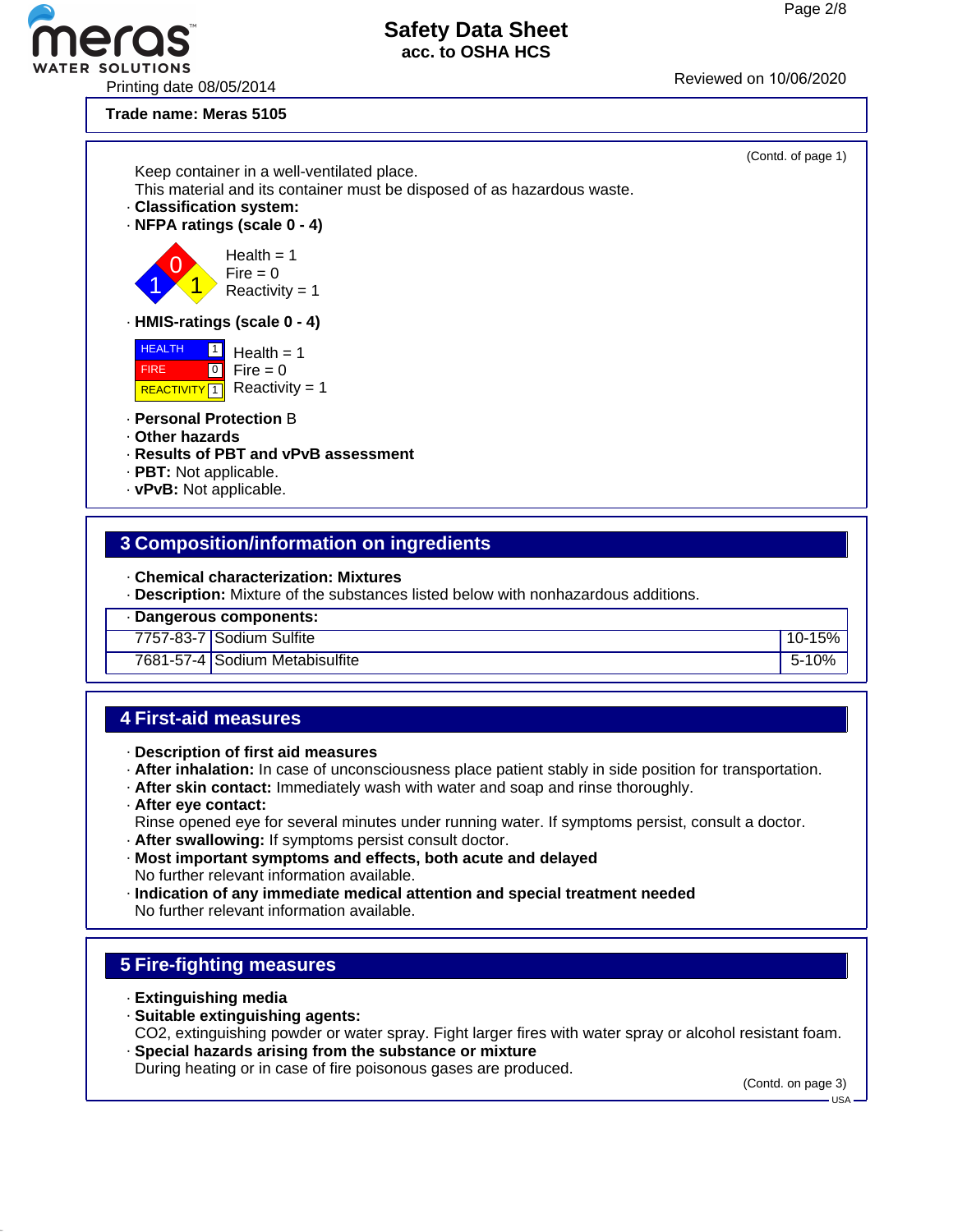**Trade name: Meras 5105**

(Contd. of page 1)

Keep container in a well-ventilated place.
This material and its container must be disposed of as hazardous waste.

· **Classification system:**
· **NFPA ratings (scale 0 - 4)**

Health = 1
Fire = 0
Reactivity = 1

· **HMIS-ratings (scale 0 - 4)**

| HEALTH | 1 |
|---|---|
| FIRE | 0 |
| REACTIVITY | 1 |

Health = 1
Fire = 0
Reactivity = 1

· **Personal Protection** B
· **Other hazards**
· **Results of PBT and vPvB assessment**
· **PBT:** Not applicable.
· **vPvB:** Not applicable.

## 3 Composition/information on ingredients

· **Chemical characterization: Mixtures**
· **Description:** Mixture of the substances listed below with nonhazardous additions.

| · **Dangerous components:** | | |
|---|---|---|
| 7757-83-7 | Sodium Sulfite | 10-15% |
| 7681-57-4 | Sodium Metabisulfite | 5-10% |

## 4 First-aid measures

· **Description of first aid measures**
· **After inhalation:** In case of unconsciousness place patient stably in side position for transportation.
· **After skin contact:** Immediately wash with water and soap and rinse thoroughly.
· **After eye contact:**
Rinse opened eye for several minutes under running water. If symptoms persist, consult a doctor.
· **After swallowing:** If symptoms persist consult doctor.
· **Most important symptoms and effects, both acute and delayed**
No further relevant information available.
· **Indication of any immediate medical attention and special treatment needed**
No further relevant information available.

## 5 Fire-fighting measures

· **Extinguishing media**
· **Suitable extinguishing agents:**
$CO_2$, extinguishing powder or water spray. Fight larger fires with water spray or alcohol resistant foam.
· **Special hazards arising from the substance or mixture**
During heating or in case of fire poisonous gases are produced.

(Contd. on page 3)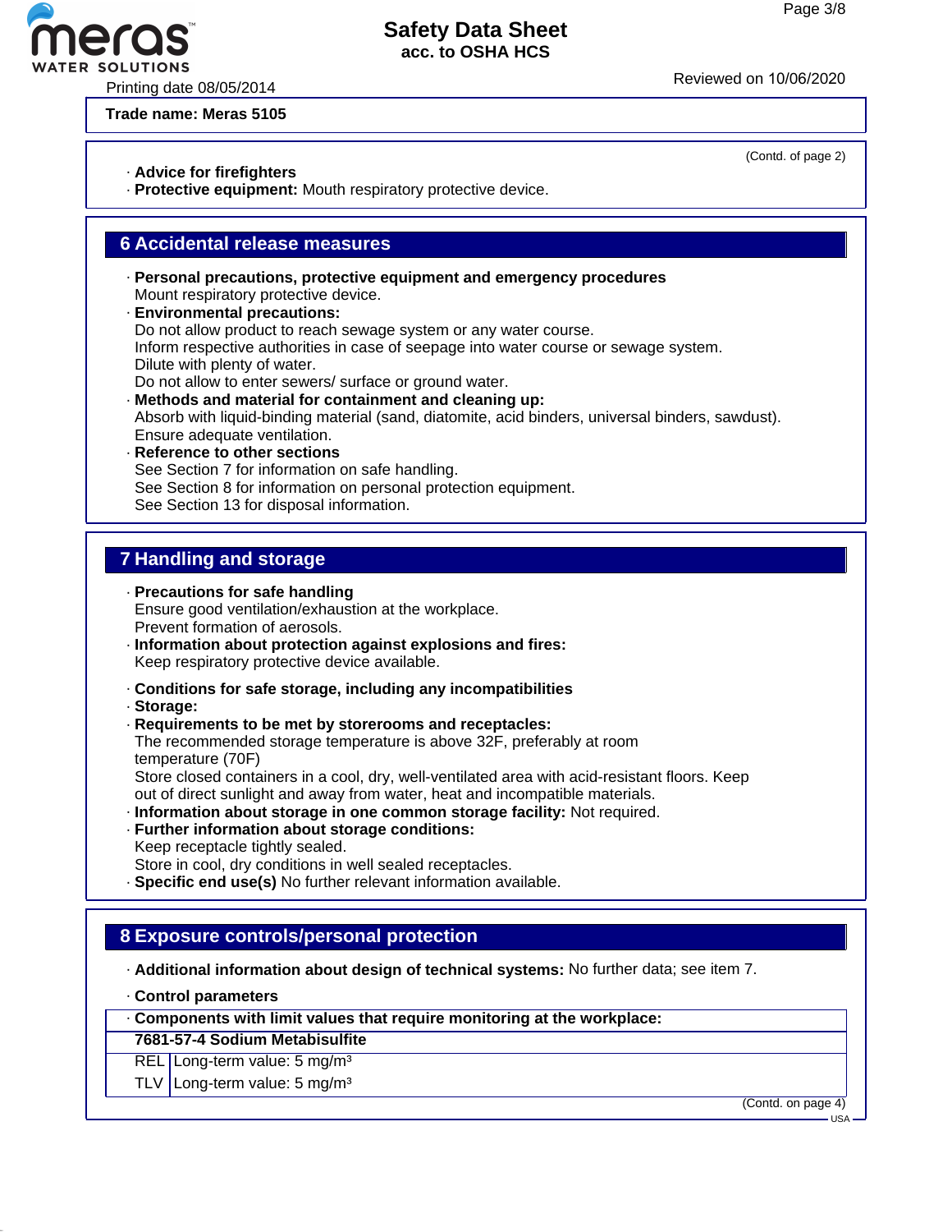**Trade name: Meras 5105**

(Contd. of page 2)

· **Advice for firefighters**
· **Protective equipment:** Mouth respiratory protective device.

## 6 Accidental release measures

· **Personal precautions, protective equipment and emergency procedures**
Mount respiratory protective device.
· **Environmental precautions:**
Do not allow product to reach sewage system or any water course.
Inform respective authorities in case of seepage into water course or sewage system.
Dilute with plenty of water.
Do not allow to enter sewers/ surface or ground water.
· **Methods and material for containment and cleaning up:**
Absorb with liquid-binding material (sand, diatomite, acid binders, universal binders, sawdust).
Ensure adequate ventilation.
· **Reference to other sections**
See Section 7 for information on safe handling.
See Section 8 for information on personal protection equipment.
See Section 13 for disposal information.

## 7 Handling and storage

· **Precautions for safe handling**
Ensure good ventilation/exhaustion at the workplace.
Prevent formation of aerosols.
· **Information about protection against explosions and fires:**
Keep respiratory protective device available.

· **Conditions for safe storage, including any incompatibilities**
· **Storage:**
· **Requirements to be met by storerooms and receptacles:**
The recommended storage temperature is above 32F, preferably at room temperature (70F)
Store closed containers in a cool, dry, well-ventilated area with acid-resistant floors. Keep out of direct sunlight and away from water, heat and incompatible materials.
· **Information about storage in one common storage facility:** Not required.
· **Further information about storage conditions:**
Keep receptacle tightly sealed.
Store in cool, dry conditions in well sealed receptacles.
· **Specific end use(s)** No further relevant information available.

## 8 Exposure controls/personal protection

· **Additional information about design of technical systems:** No further data; see item 7.

· **Control parameters**

| · **Components with limit values that require monitoring at the workplace:** | |
|---|---|
| **7681-57-4 Sodium Metabisulfite** | |
| REL | Long-term value: 5 mg/m³ |
| TLV | Long-term value: 5 mg/m³ |

(Contd. on page 4)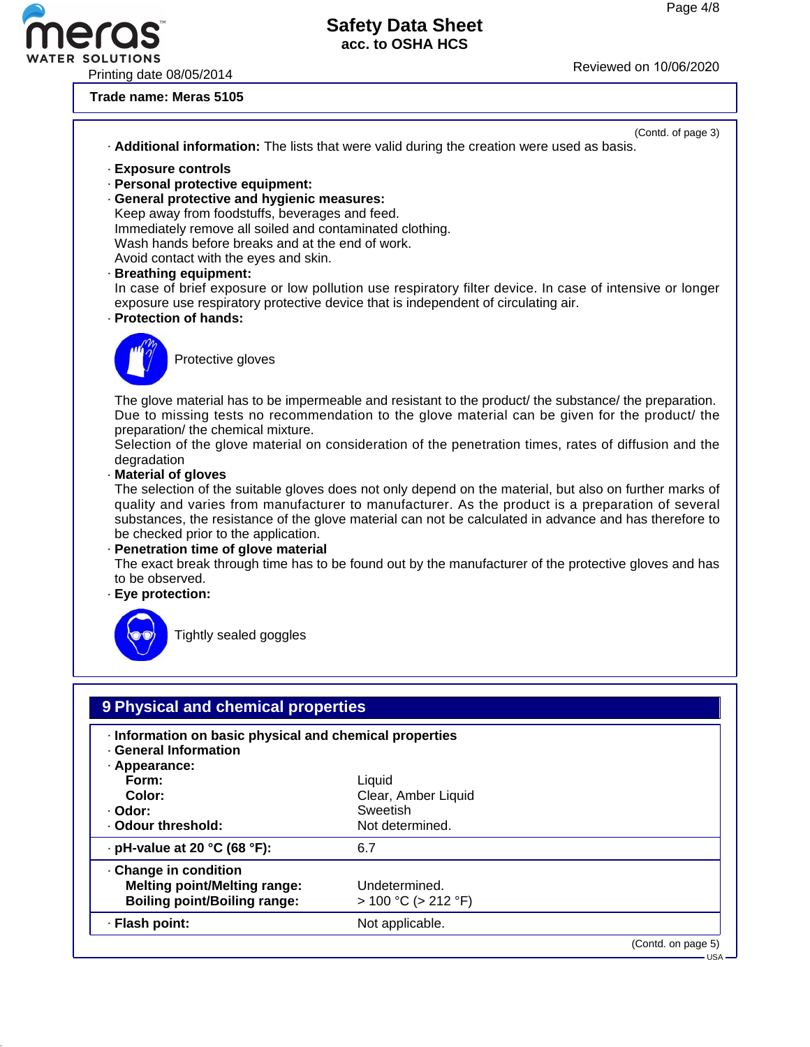**Trade name: Meras 5105**

(Contd. of page 3)

· **Additional information:** The lists that were valid during the creation were used as basis.

· **Exposure controls**
· **Personal protective equipment:**
· **General protective and hygienic measures:**
Keep away from foodstuffs, beverages and feed.
Immediately remove all soiled and contaminated clothing.
Wash hands before breaks and at the end of work.
Avoid contact with the eyes and skin.
· **Breathing equipment:**
In case of brief exposure or low pollution use respiratory filter device. In case of intensive or longer exposure use respiratory protective device that is independent of circulating air.
· **Protection of hands:**

Protective gloves

The glove material has to be impermeable and resistant to the product/ the substance/ the preparation.
Due to missing tests no recommendation to the glove material can be given for the product/ the preparation/ the chemical mixture.
Selection of the glove material on consideration of the penetration times, rates of diffusion and the degradation
· **Material of gloves**
The selection of the suitable gloves does not only depend on the material, but also on further marks of quality and varies from manufacturer to manufacturer. As the product is a preparation of several substances, the resistance of the glove material can not be calculated in advance and has therefore to be checked prior to the application.
· **Penetration time of glove material**
The exact break through time has to be found out by the manufacturer of the protective gloves and has to be observed.
· **Eye protection:**

Tightly sealed goggles

## 9 Physical and chemical properties

· **Information on basic physical and chemical properties**
· **General Information**
· **Appearance:**

| | |
|---|---|
| **Form:** | Liquid |
| **Color:** | Clear, Amber Liquid |
| · **Odor:** | Sweetish |
| · **Odour threshold:** | Not determined. |
| · **pH-value at 20 °C (68 °F):** | 6.7 |
| · **Change in condition** | |
| **Melting point/Melting range:** | Undetermined. |
| **Boiling point/Boiling range:** | > 100 °C (> 212 °F) |
| · **Flash point:** | Not applicable. |

(Contd. on page 5)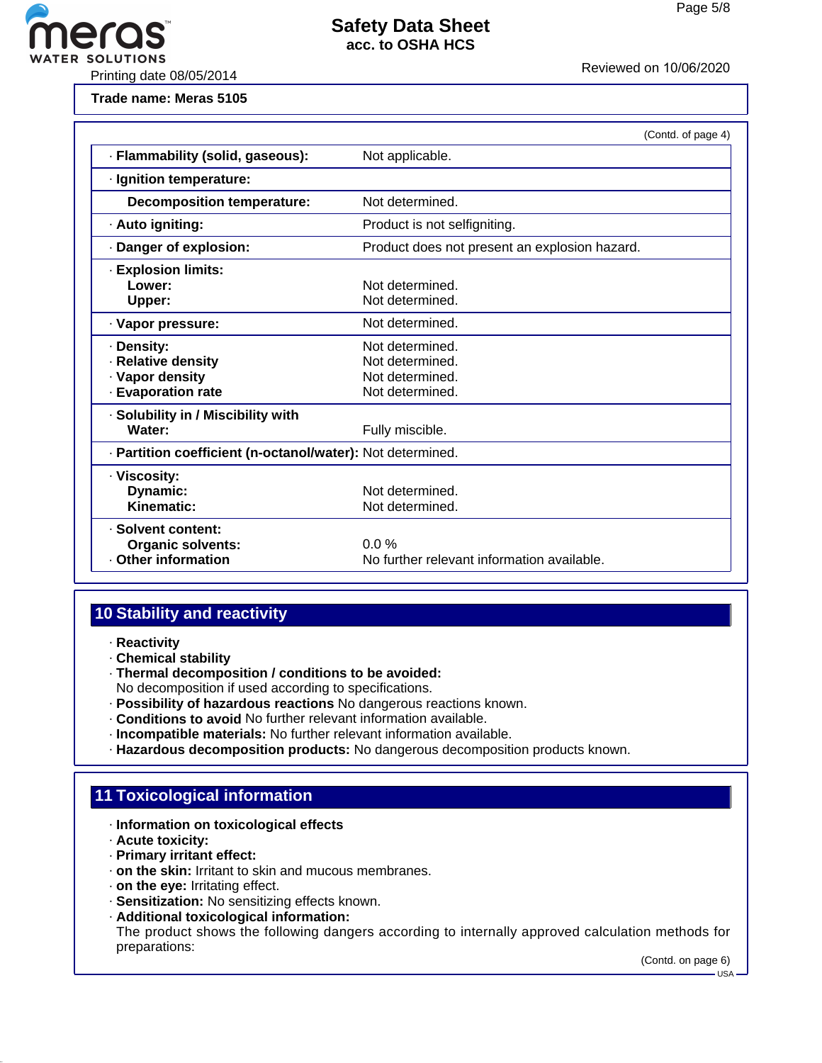Trade name: Meras 5105

(Contd. of page 4)

| Property | Value |
|---|---|
| · **Flammability (solid, gaseous):** | Not applicable. |
| · **Ignition temperature:** | |
| **Decomposition temperature:** | Not determined. |
| · **Auto igniting:** | Product is not selfigniting. |
| · **Danger of explosion:** | Product does not present an explosion hazard. |
| · **Explosion limits:** | |
| **Lower:** | Not determined. |
| **Upper:** | Not determined. |
| · **Vapor pressure:** | Not determined. |
| · **Density:** | Not determined. |
| · **Relative density** | Not determined. |
| · **Vapor density** | Not determined. |
| · **Evaporation rate** | Not determined. |
| · **Solubility in / Miscibility with Water:** | Fully miscible. |
| · **Partition coefficient (n-octanol/water):** | Not determined. |
| · **Viscosity:** | |
| **Dynamic:** | Not determined. |
| **Kinematic:** | Not determined. |
| · **Solvent content:** | |
| **Organic solvents:** | 0.0 % |
| · **Other information** | No further relevant information available. |

## 10 Stability and reactivity

· **Reactivity**
· **Chemical stability**
· **Thermal decomposition / conditions to be avoided:**
No decomposition if used according to specifications.
· **Possibility of hazardous reactions** No dangerous reactions known.
· **Conditions to avoid** No further relevant information available.
· **Incompatible materials:** No further relevant information available.
· **Hazardous decomposition products:** No dangerous decomposition products known.

## 11 Toxicological information

· **Information on toxicological effects**
· **Acute toxicity:**
· **Primary irritant effect:**
· **on the skin:** Irritant to skin and mucous membranes.
· **on the eye:** Irritating effect.
· **Sensitization:** No sensitizing effects known.
· **Additional toxicological information:**
The product shows the following dangers according to internally approved calculation methods for preparations:

(Contd. on page 6)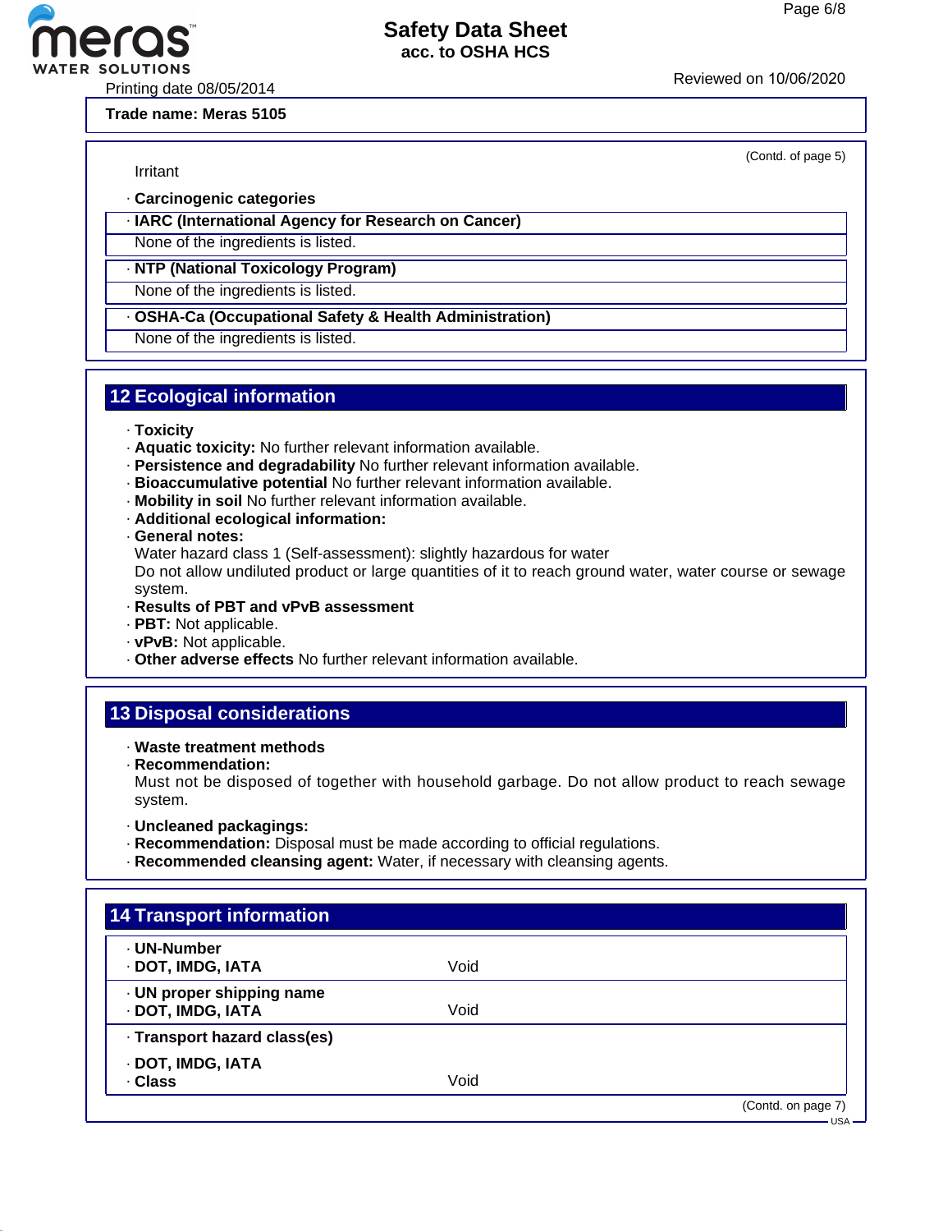Trade name: Meras 5105

(Contd. of page 5)

Irritant

· **Carcinogenic categories**

· **IARC (International Agency for Research on Cancer)**

None of the ingredients is listed.

· **NTP (National Toxicology Program)**

None of the ingredients is listed.

· **OSHA-Ca (Occupational Safety & Health Administration)**

None of the ingredients is listed.

## 12 Ecological information

· **Toxicity**
· **Aquatic toxicity:** No further relevant information available.
· **Persistence and degradability** No further relevant information available.
· **Bioaccumulative potential** No further relevant information available.
· **Mobility in soil** No further relevant information available.
· **Additional ecological information:**
· **General notes:**
Water hazard class 1 (Self-assessment): slightly hazardous for water
Do not allow undiluted product or large quantities of it to reach ground water, water course or sewage system.
· **Results of PBT and vPvB assessment**
· **PBT:** Not applicable.
· **vPvB:** Not applicable.
· **Other adverse effects** No further relevant information available.

## 13 Disposal considerations

· **Waste treatment methods**
· **Recommendation:**
Must not be disposed of together with household garbage. Do not allow product to reach sewage system.

· **Uncleaned packagings:**
· **Recommendation:** Disposal must be made according to official regulations.
· **Recommended cleansing agent:** Water, if necessary with cleansing agents.

## 14 Transport information

| | |
|---|---|
| · **UN-Number** | |
| · **DOT, IMDG, IATA** | Void |
| · **UN proper shipping name** | |
| · **DOT, IMDG, IATA** | Void |
| · **Transport hazard class(es)** | |
| · **DOT, IMDG, IATA** | |
| · **Class** | Void |

(Contd. on page 7)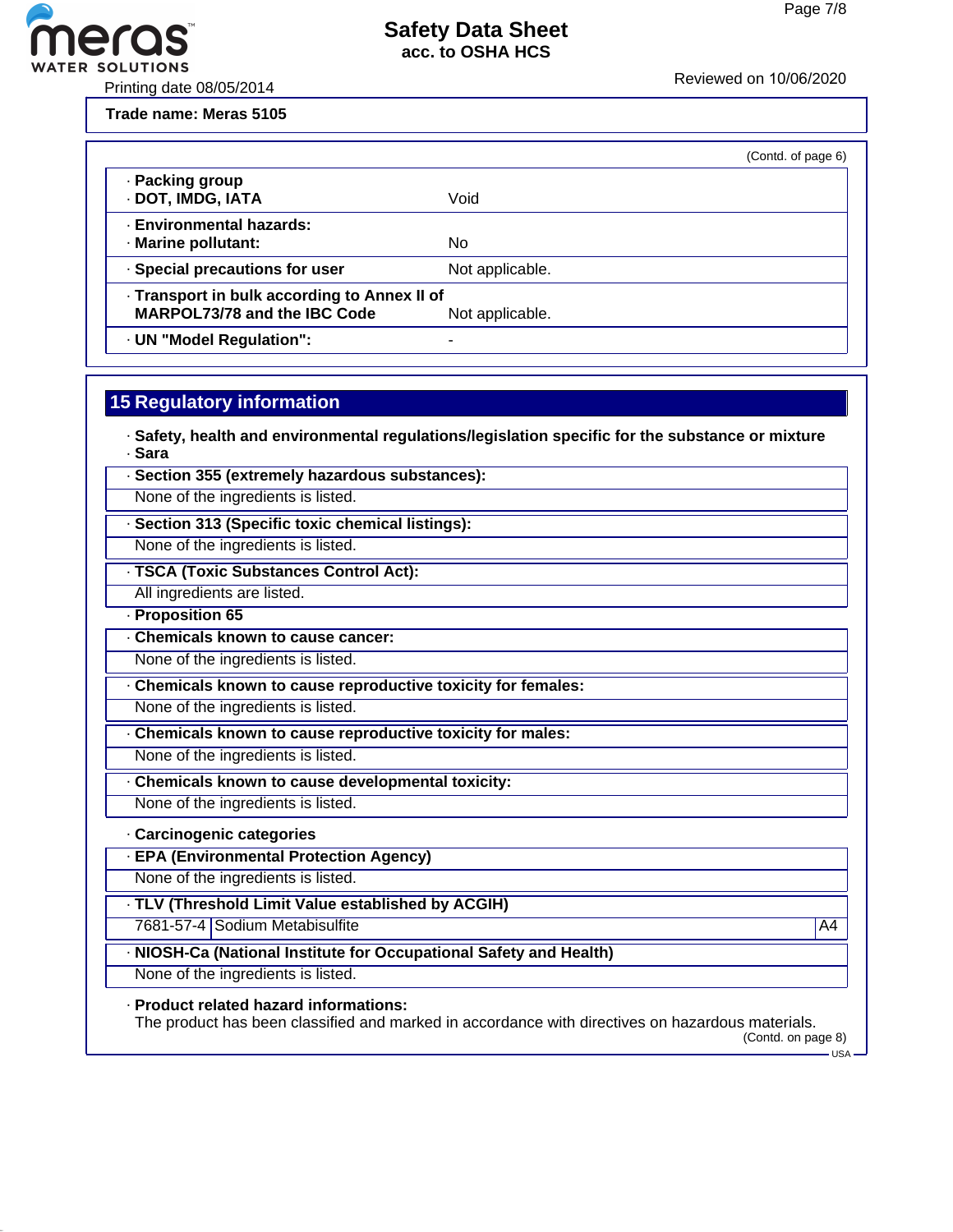**Trade name: Meras 5105**

(Contd. of page 6)

| | |
|---|---|
| · **Packing group** | |
| · **DOT, IMDG, IATA** | Void |
| · **Environmental hazards:** | |
| · **Marine pollutant:** | No |
| · **Special precautions for user** | Not applicable. |
| · **Transport in bulk according to Annex II of MARPOL73/78 and the IBC Code** | Not applicable. |
| · **UN "Model Regulation":** | - |

## 15 Regulatory information

· **Safety, health and environmental regulations/legislation specific for the substance or mixture**
· **Sara**

· **Section 355 (extremely hazardous substances):**
None of the ingredients is listed.

· **Section 313 (Specific toxic chemical listings):**
None of the ingredients is listed.

· **TSCA (Toxic Substances Control Act):**
All ingredients are listed.

· **Proposition 65**

· **Chemicals known to cause cancer:**
None of the ingredients is listed.

· **Chemicals known to cause reproductive toxicity for females:**
None of the ingredients is listed.

· **Chemicals known to cause reproductive toxicity for males:**
None of the ingredients is listed.

· **Chemicals known to cause developmental toxicity:**
None of the ingredients is listed.

· **Carcinogenic categories**

· **EPA (Environmental Protection Agency)**
None of the ingredients is listed.

· **TLV (Threshold Limit Value established by ACGIH)**

| | | |
|---|---|---|
| 7681-57-4 | Sodium Metabisulfite | A4 |

· **NIOSH-Ca (National Institute for Occupational Safety and Health)**
None of the ingredients is listed.

· **Product related hazard informations:**
The product has been classified and marked in accordance with directives on hazardous materials.

(Contd. on page 8)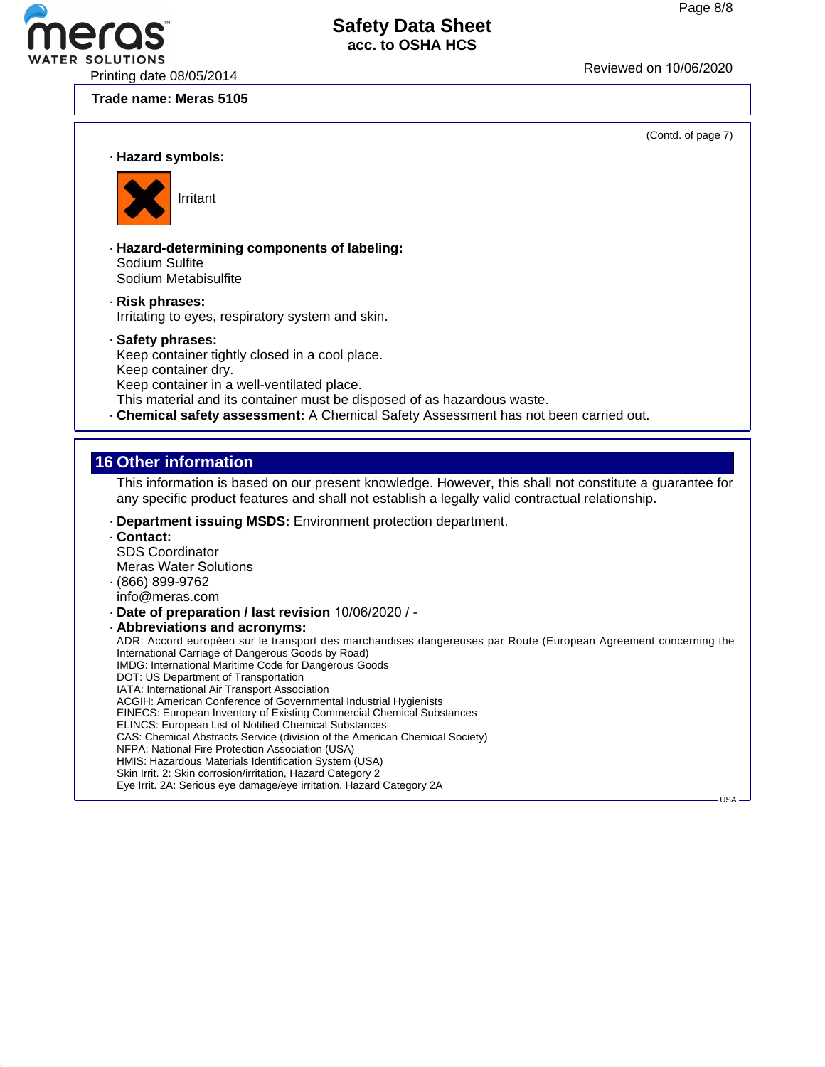Trade name: Meras 5105

(Contd. of page 7)

· **Hazard symbols:**

Irritant

· **Hazard-determining components of labeling:**
Sodium Sulfite
Sodium Metabisulfite

· **Risk phrases:**
Irritating to eyes, respiratory system and skin.

· **Safety phrases:**
Keep container tightly closed in a cool place.
Keep container dry.
Keep container in a well-ventilated place.
This material and its container must be disposed of as hazardous waste.

· **Chemical safety assessment:** A Chemical Safety Assessment has not been carried out.

## 16 Other information

This information is based on our present knowledge. However, this shall not constitute a guarantee for any specific product features and shall not establish a legally valid contractual relationship.

· **Department issuing MSDS:** Environment protection department.
· **Contact:**
SDS Coordinator
Meras Water Solutions
· (866) 899-9762
info@meras.com
· **Date of preparation / last revision** 10/06/2020 / -
· **Abbreviations and acronyms:**
ADR: Accord européen sur le transport des marchandises dangereuses par Route (European Agreement concerning the International Carriage of Dangerous Goods by Road)
IMDG: International Maritime Code for Dangerous Goods
DOT: US Department of Transportation
IATA: International Air Transport Association
ACGIH: American Conference of Governmental Industrial Hygienists
EINECS: European Inventory of Existing Commercial Chemical Substances
ELINCS: European List of Notified Chemical Substances
CAS: Chemical Abstracts Service (division of the American Chemical Society)
NFPA: National Fire Protection Association (USA)
HMIS: Hazardous Materials Identification System (USA)
Skin Irrit. 2: Skin corrosion/irritation, Hazard Category 2
Eye Irrit. 2A: Serious eye damage/eye irritation, Hazard Category 2A